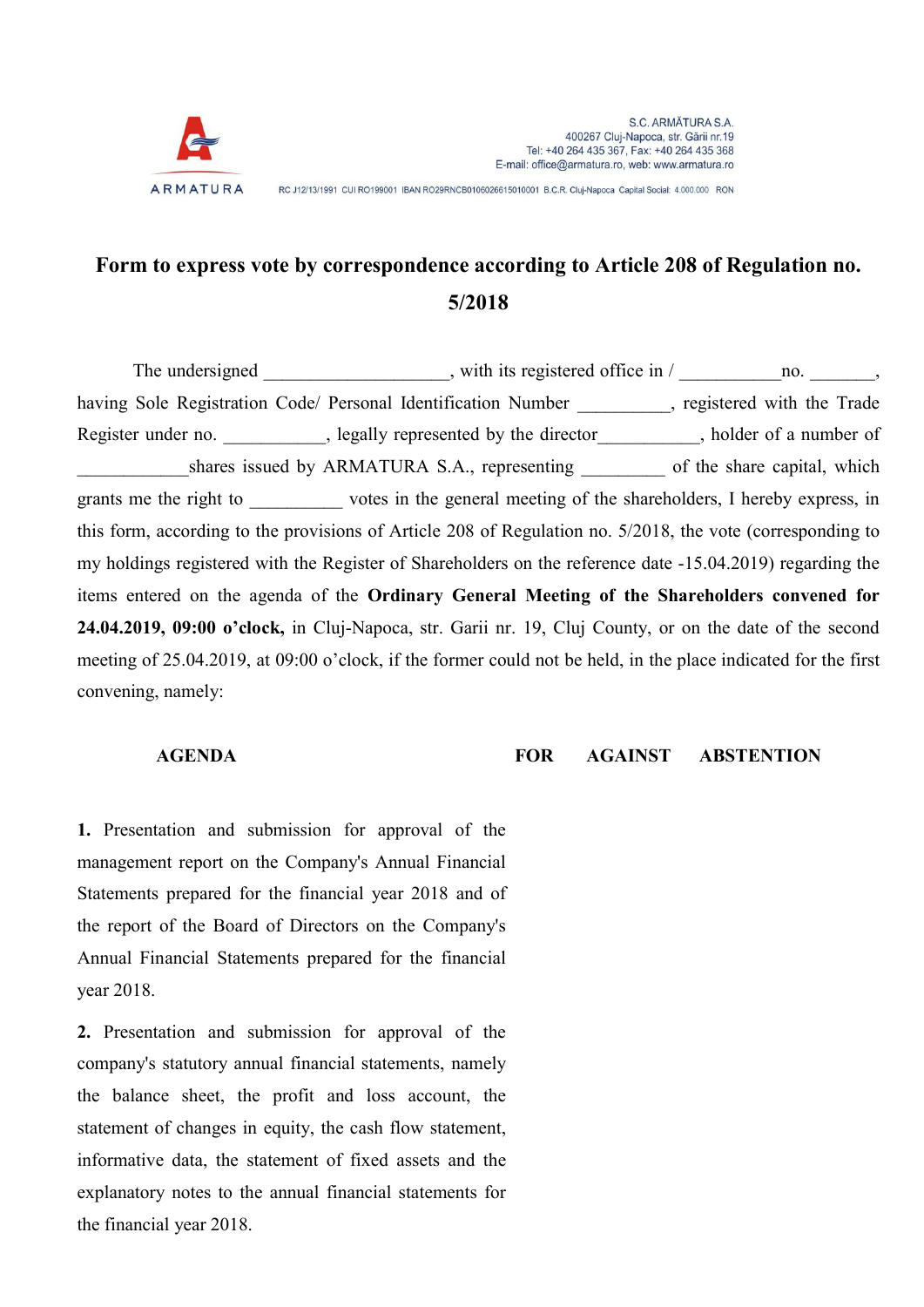S.C. ARMĂTURA S.A.
400267 Cluj-Napoca, str. Gării nr.19
Tel: +40 264 435 367, Fax: +40 264 435 368
E-mail: office@armatura.ro, web: www.armatura.ro

RC J12/13/1991 CUI RO199001 IBAN RO29RNCB0106026615010001 B.C.R. Cluj-Napoca Capital Social: 4.000.000 RON

# Form to express vote by correspondence according to Article 208 of Regulation no. 5/2018

The undersigned ___________________, with its registered office in / ___________no. _______, having Sole Registration Code/ Personal Identification Number __________, registered with the Trade Register under no. ___________, legally represented by the director___________, holder of a number of ____________shares issued by ARMATURA S.A., representing _________ of the share capital, which grants me the right to __________ votes in the general meeting of the shareholders, I hereby express, in this form, according to the provisions of Article 208 of Regulation no. 5/2018, the vote (corresponding to my holdings registered with the Register of Shareholders on the reference date -15.04.2019) regarding the items entered on the agenda of the **Ordinary General Meeting of the Shareholders convened for 24.04.2019, 09:00 o'clock,** in Cluj-Napoca, str. Garii nr. 19, Cluj County, or on the date of the second meeting of 25.04.2019, at 09:00 o'clock, if the former could not be held, in the place indicated for the first convening, namely:

| AGENDA | FOR | AGAINST | ABSTENTION |
|---|---|---|---|
| **1.** Presentation and submission for approval of the management report on the Company's Annual Financial Statements prepared for the financial year 2018 and of the report of the Board of Directors on the Company's Annual Financial Statements prepared for the financial year 2018. | | | |
| **2.** Presentation and submission for approval of the company's statutory annual financial statements, namely the balance sheet, the profit and loss account, the statement of changes in equity, the cash flow statement, informative data, the statement of fixed assets and the explanatory notes to the annual financial statements for the financial year 2018. | | | |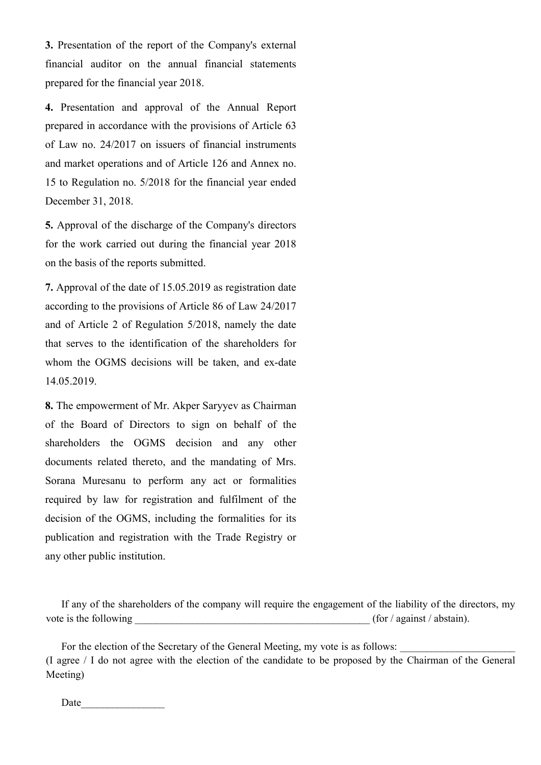**3.** Presentation of the report of the Company's external financial auditor on the annual financial statements prepared for the financial year 2018.

**4.** Presentation and approval of the Annual Report prepared in accordance with the provisions of Article 63 of Law no. 24/2017 on issuers of financial instruments and market operations and of Article 126 and Annex no. 15 to Regulation no. 5/2018 for the financial year ended December 31, 2018.

**5.** Approval of the discharge of the Company's directors for the work carried out during the financial year 2018 on the basis of the reports submitted.

**7.** Approval of the date of 15.05.2019 as registration date according to the provisions of Article 86 of Law 24/2017 and of Article 2 of Regulation 5/2018, namely the date that serves to the identification of the shareholders for whom the OGMS decisions will be taken, and ex-date 14.05.2019.

**8.** The empowerment of Mr. Akper Saryyev as Chairman of the Board of Directors to sign on behalf of the shareholders the OGMS decision and any other documents related thereto, and the mandating of Mrs. Sorana Muresanu to perform any act or formalities required by law for registration and fulfilment of the decision of the OGMS, including the formalities for its publication and registration with the Trade Registry or any other public institution.

If any of the shareholders of the company will require the engagement of the liability of the directors, my vote is the following _______________________________________________ (for / against / abstain).

For the election of the Secretary of the General Meeting, my vote is as follows: ______________________ (I agree / I do not agree with the election of the candidate to be proposed by the Chairman of the General Meeting)

Date________________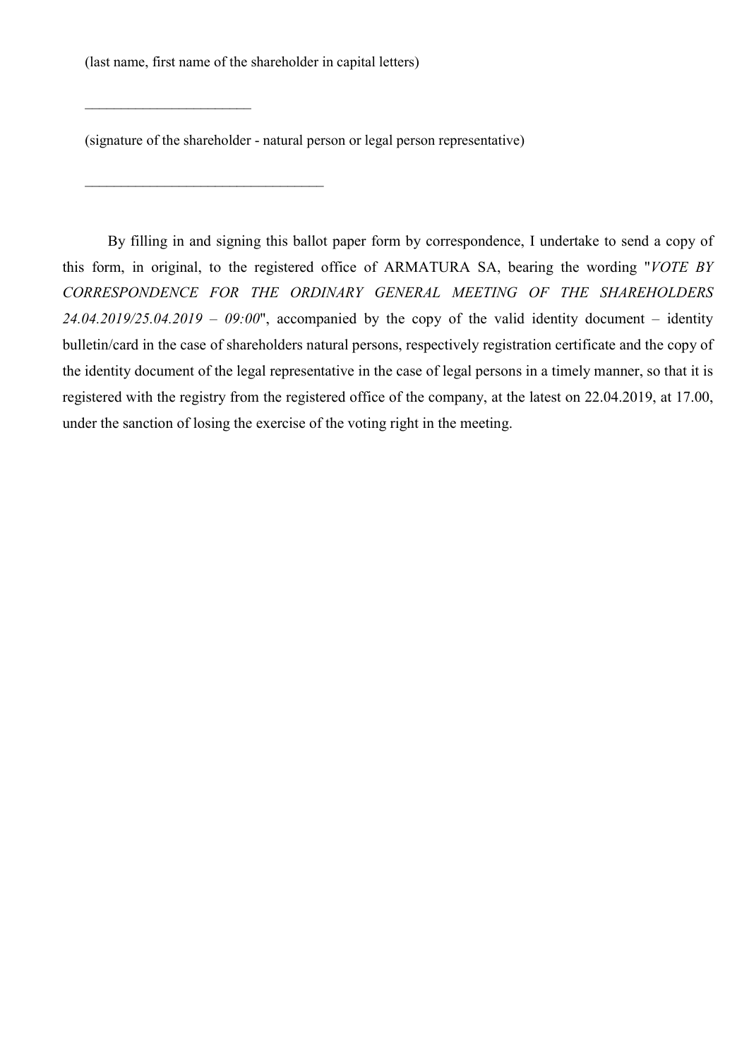(last name, first name of the shareholder in capital letters)

_______________________

(signature of the shareholder - natural person or legal person representative)

_________________________________

By filling in and signing this ballot paper form by correspondence, I undertake to send a copy of this form, in original, to the registered office of ARMATURA SA, bearing the wording "*VOTE BY CORRESPONDENCE FOR THE ORDINARY GENERAL MEETING OF THE SHAREHOLDERS 24.04.2019/25.04.2019 – 09:00*", accompanied by the copy of the valid identity document – identity bulletin/card in the case of shareholders natural persons, respectively registration certificate and the copy of the identity document of the legal representative in the case of legal persons in a timely manner, so that it is registered with the registry from the registered office of the company, at the latest on 22.04.2019, at 17.00, under the sanction of losing the exercise of the voting right in the meeting.